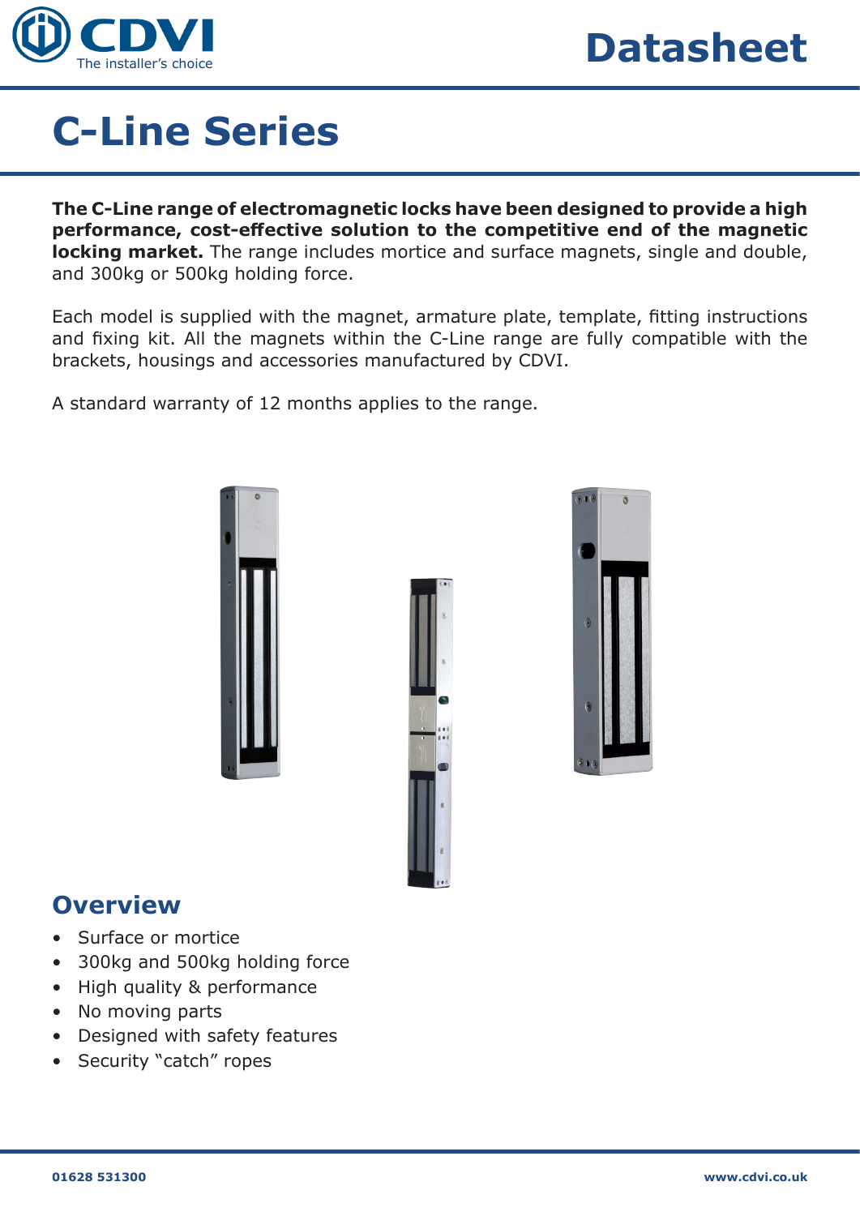Datasheet

# C-Line Series

**The C-Line range of electromagnetic locks have been designed to provide a high performance, cost-effective solution to the competitive end of the magnetic locking market.** The range includes mortice and surface magnets, single and double, and 300kg or 500kg holding force.

Each model is supplied with the magnet, armature plate, template, fitting instructions and fixing kit. All the magnets within the C-Line range are fully compatible with the brackets, housings and accessories manufactured by CDVI.

A standard warranty of 12 months applies to the range.

## Overview

- Surface or mortice
- 300kg and 500kg holding force
- High quality & performance
- No moving parts
- Designed with safety features
- Security “catch” ropes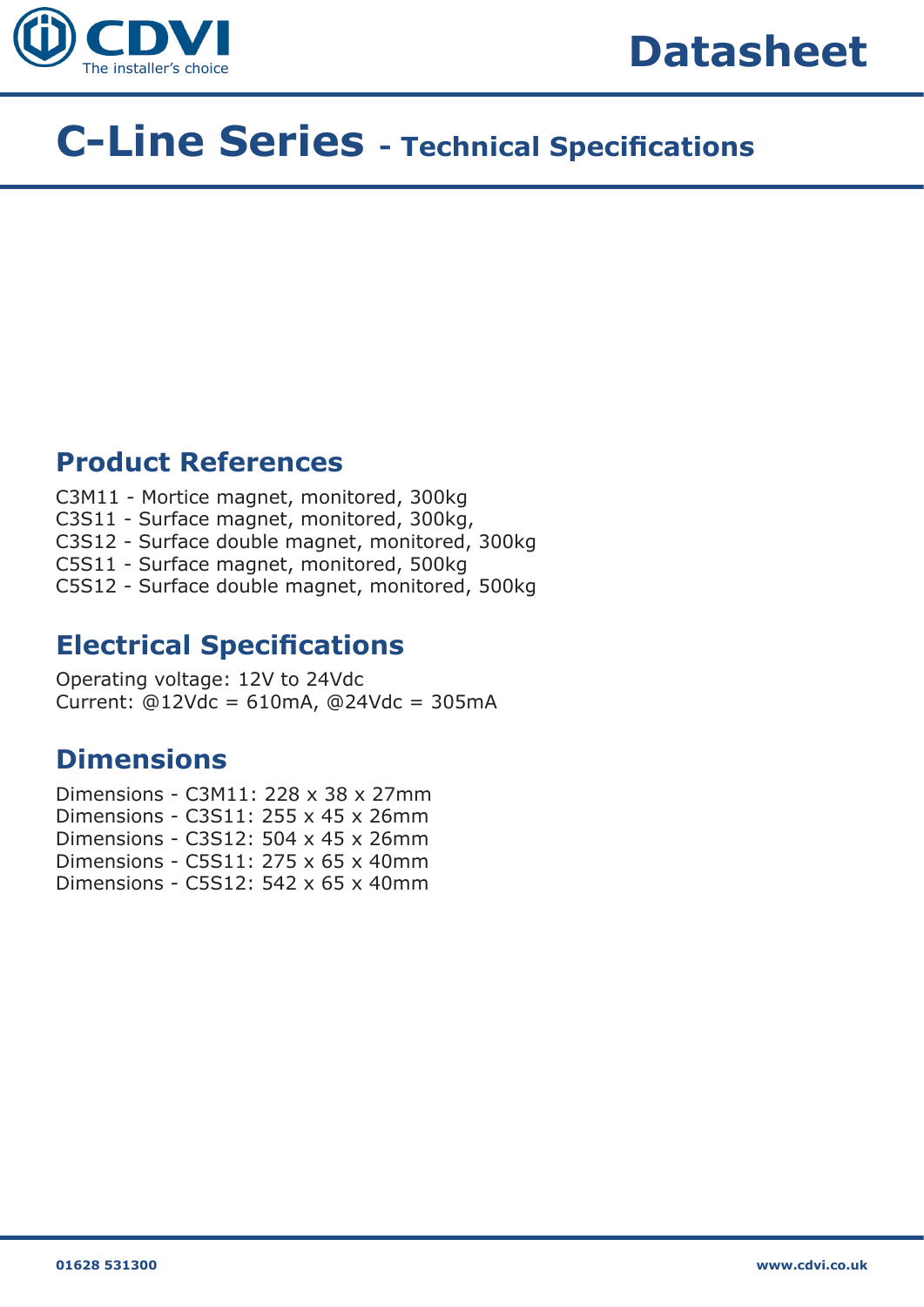# Datasheet

# C-Line Series - Technical Specifications

## Product References

C3M11 - Mortice magnet, monitored, 300kg
C3S11 - Surface magnet, monitored, 300kg,
C3S12 - Surface double magnet, monitored, 300kg
C5S11 - Surface magnet, monitored, 500kg
C5S12 - Surface double magnet, monitored, 500kg

## Electrical Specifications

Operating voltage: 12V to 24Vdc
Current: @12Vdc = 610mA, @24Vdc = 305mA

## Dimensions

Dimensions - C3M11: 228 x 38 x 27mm
Dimensions - C3S11: 255 x 45 x 26mm
Dimensions - C3S12: 504 x 45 x 26mm
Dimensions - C5S11: 275 x 65 x 40mm
Dimensions - C5S12: 542 x 65 x 40mm

**01628 531300** **www.cdvi.co.uk**